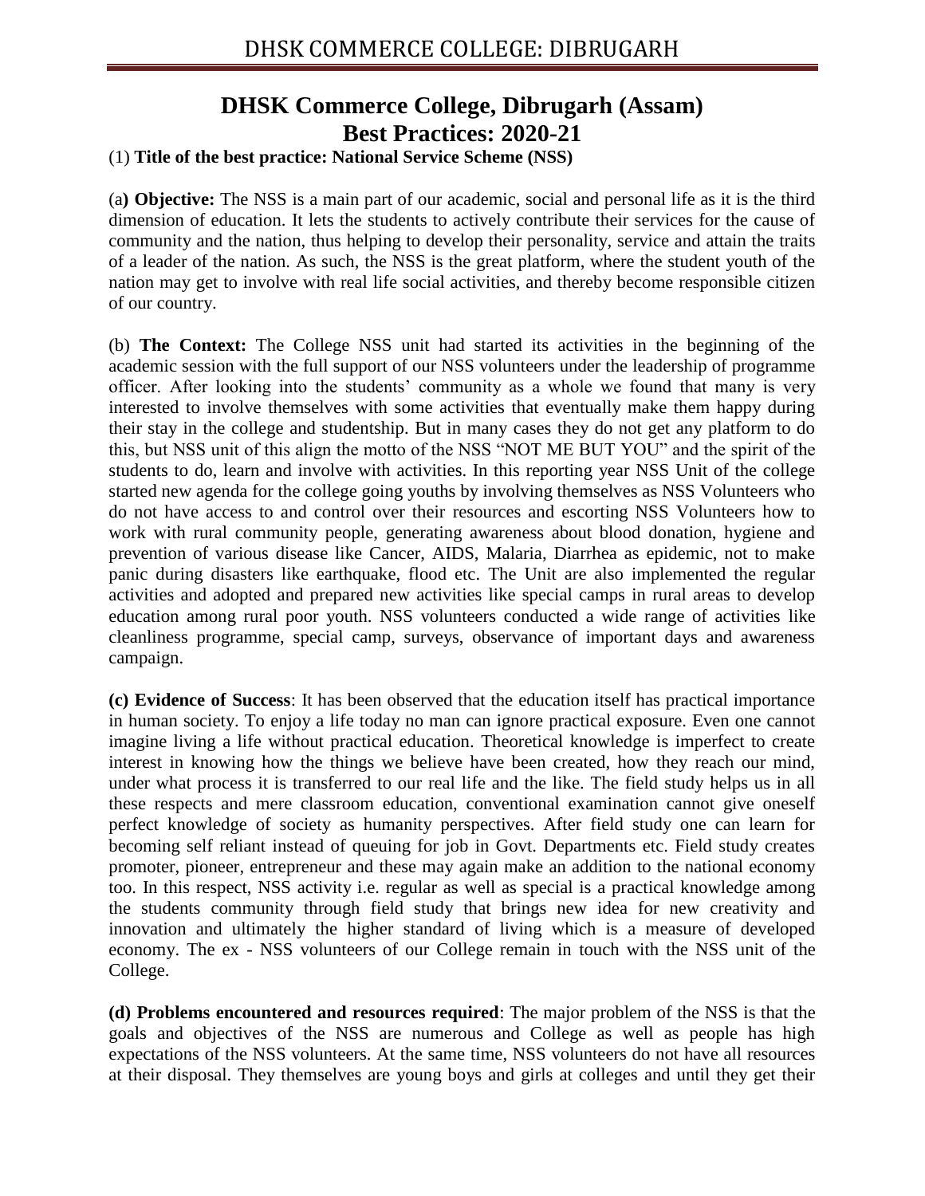# DHSK Commerce College, Dibrugarh (Assam)
# Best Practices: 2020-21

(1) **Title of the best practice: National Service Scheme (NSS)**

(a**) Objective:** The NSS is a main part of our academic, social and personal life as it is the third dimension of education. It lets the students to actively contribute their services for the cause of community and the nation, thus helping to develop their personality, service and attain the traits of a leader of the nation. As such, the NSS is the great platform, where the student youth of the nation may get to involve with real life social activities, and thereby become responsible citizen of our country.

(b) **The Context:** The College NSS unit had started its activities in the beginning of the academic session with the full support of our NSS volunteers under the leadership of programme officer. After looking into the students' community as a whole we found that many is very interested to involve themselves with some activities that eventually make them happy during their stay in the college and studentship. But in many cases they do not get any platform to do this, but NSS unit of this align the motto of the NSS "NOT ME BUT YOU" and the spirit of the students to do, learn and involve with activities. In this reporting year NSS Unit of the college started new agenda for the college going youths by involving themselves as NSS Volunteers who do not have access to and control over their resources and escorting NSS Volunteers how to work with rural community people, generating awareness about blood donation, hygiene and prevention of various disease like Cancer, AIDS, Malaria, Diarrhea as epidemic, not to make panic during disasters like earthquake, flood etc. The Unit are also implemented the regular activities and adopted and prepared new activities like special camps in rural areas to develop education among rural poor youth. NSS volunteers conducted a wide range of activities like cleanliness programme, special camp, surveys, observance of important days and awareness campaign.

**(c) Evidence of Success**: It has been observed that the education itself has practical importance in human society. To enjoy a life today no man can ignore practical exposure. Even one cannot imagine living a life without practical education. Theoretical knowledge is imperfect to create interest in knowing how the things we believe have been created, how they reach our mind, under what process it is transferred to our real life and the like. The field study helps us in all these respects and mere classroom education, conventional examination cannot give oneself perfect knowledge of society as humanity perspectives. After field study one can learn for becoming self reliant instead of queuing for job in Govt. Departments etc. Field study creates promoter, pioneer, entrepreneur and these may again make an addition to the national economy too. In this respect, NSS activity i.e. regular as well as special is a practical knowledge among the students community through field study that brings new idea for new creativity and innovation and ultimately the higher standard of living which is a measure of developed economy. The ex - NSS volunteers of our College remain in touch with the NSS unit of the College.

**(d) Problems encountered and resources required**: The major problem of the NSS is that the goals and objectives of the NSS are numerous and College as well as people has high expectations of the NSS volunteers. At the same time, NSS volunteers do not have all resources at their disposal. They themselves are young boys and girls at colleges and until they get their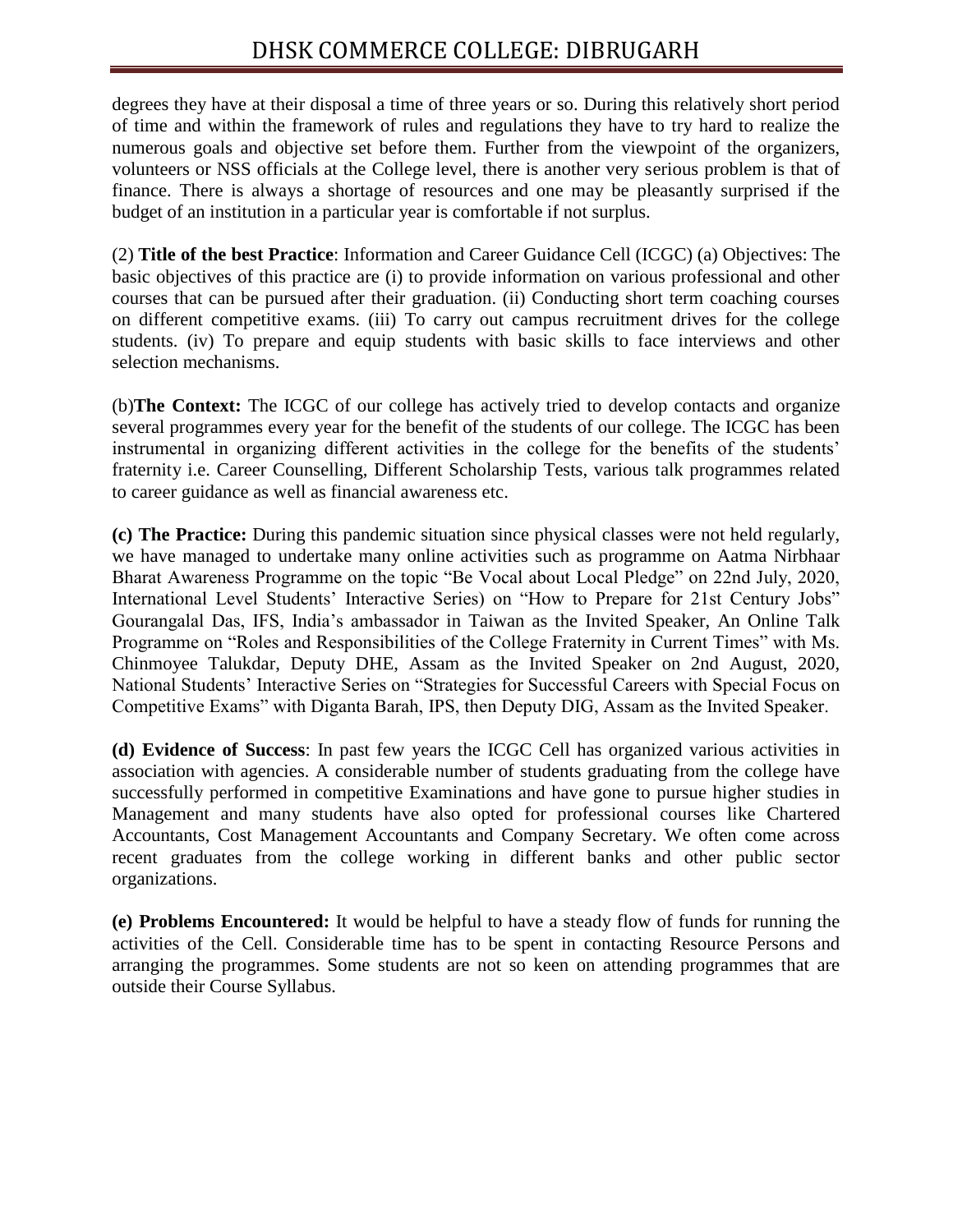degrees they have at their disposal a time of three years or so. During this relatively short period of time and within the framework of rules and regulations they have to try hard to realize the numerous goals and objective set before them. Further from the viewpoint of the organizers, volunteers or NSS officials at the College level, there is another very serious problem is that of finance. There is always a shortage of resources and one may be pleasantly surprised if the budget of an institution in a particular year is comfortable if not surplus.

(2) **Title of the best Practice**: Information and Career Guidance Cell (ICGC) (a) Objectives: The basic objectives of this practice are (i) to provide information on various professional and other courses that can be pursued after their graduation. (ii) Conducting short term coaching courses on different competitive exams. (iii) To carry out campus recruitment drives for the college students. (iv) To prepare and equip students with basic skills to face interviews and other selection mechanisms.

(b)**The Context:** The ICGC of our college has actively tried to develop contacts and organize several programmes every year for the benefit of the students of our college. The ICGC has been instrumental in organizing different activities in the college for the benefits of the students' fraternity i.e. Career Counselling, Different Scholarship Tests, various talk programmes related to career guidance as well as financial awareness etc.

**(c) The Practice:** During this pandemic situation since physical classes were not held regularly, we have managed to undertake many online activities such as programme on Aatma Nirbhaar Bharat Awareness Programme on the topic "Be Vocal about Local Pledge" on 22nd July, 2020, International Level Students' Interactive Series) on "How to Prepare for 21st Century Jobs" Gourangalal Das, IFS, India's ambassador in Taiwan as the Invited Speaker, An Online Talk Programme on "Roles and Responsibilities of the College Fraternity in Current Times" with Ms. Chinmoyee Talukdar, Deputy DHE, Assam as the Invited Speaker on 2nd August, 2020, National Students' Interactive Series on "Strategies for Successful Careers with Special Focus on Competitive Exams" with Diganta Barah, IPS, then Deputy DIG, Assam as the Invited Speaker.

**(d) Evidence of Success**: In past few years the ICGC Cell has organized various activities in association with agencies. A considerable number of students graduating from the college have successfully performed in competitive Examinations and have gone to pursue higher studies in Management and many students have also opted for professional courses like Chartered Accountants, Cost Management Accountants and Company Secretary. We often come across recent graduates from the college working in different banks and other public sector organizations.

**(e) Problems Encountered:** It would be helpful to have a steady flow of funds for running the activities of the Cell. Considerable time has to be spent in contacting Resource Persons and arranging the programmes. Some students are not so keen on attending programmes that are outside their Course Syllabus.